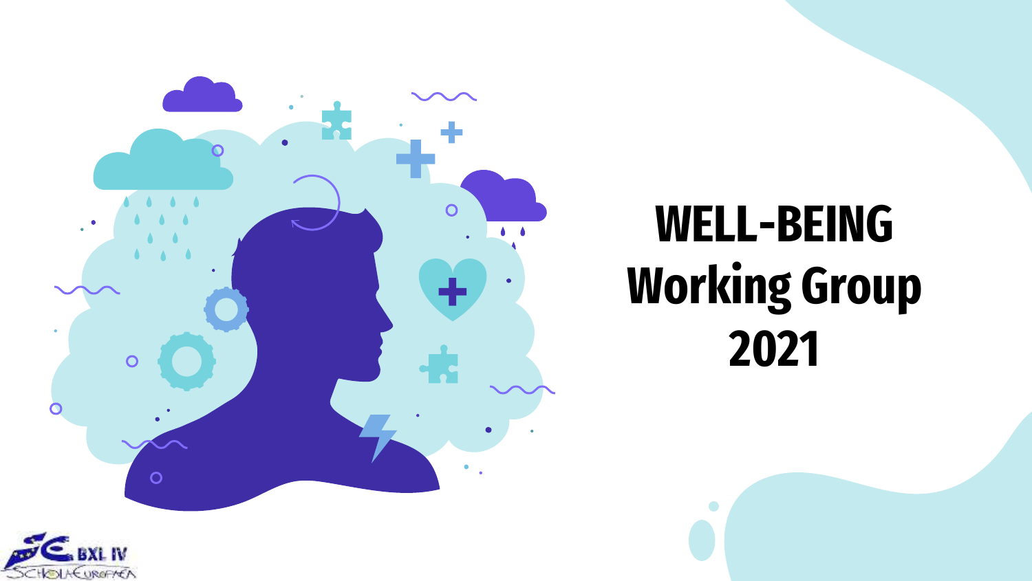# WELL-BEING Working Group 2021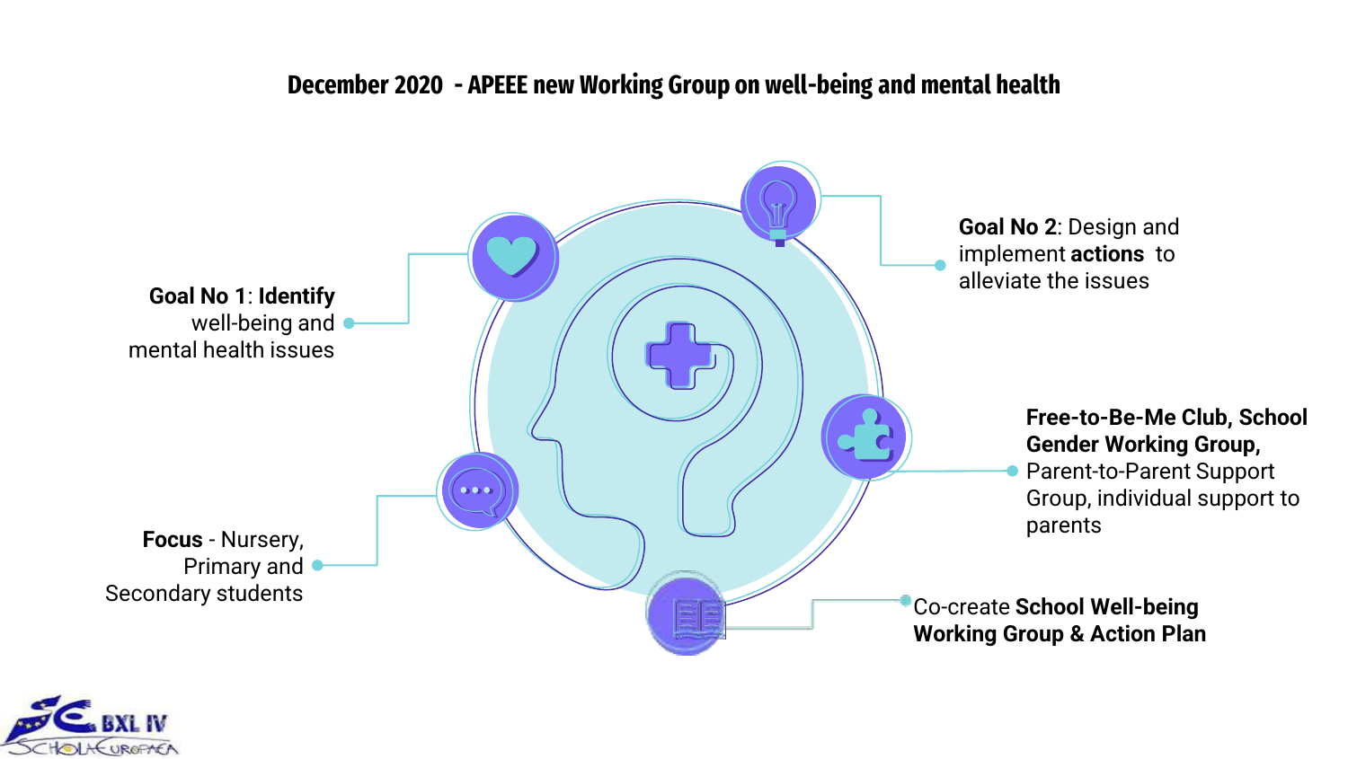# December 2020 - APEEE new Working Group on well-being and mental health

**Goal No 1**: **Identify** well-being and mental health issues

**Goal No 2**: Design and implement **actions** to alleviate the issues

**Focus** - Nursery, Primary and Secondary students

**Free-to-Be-Me Club, School Gender Working Group,** Parent-to-Parent Support Group, individual support to parents

Co-create **School Well-being Working Group & Action Plan**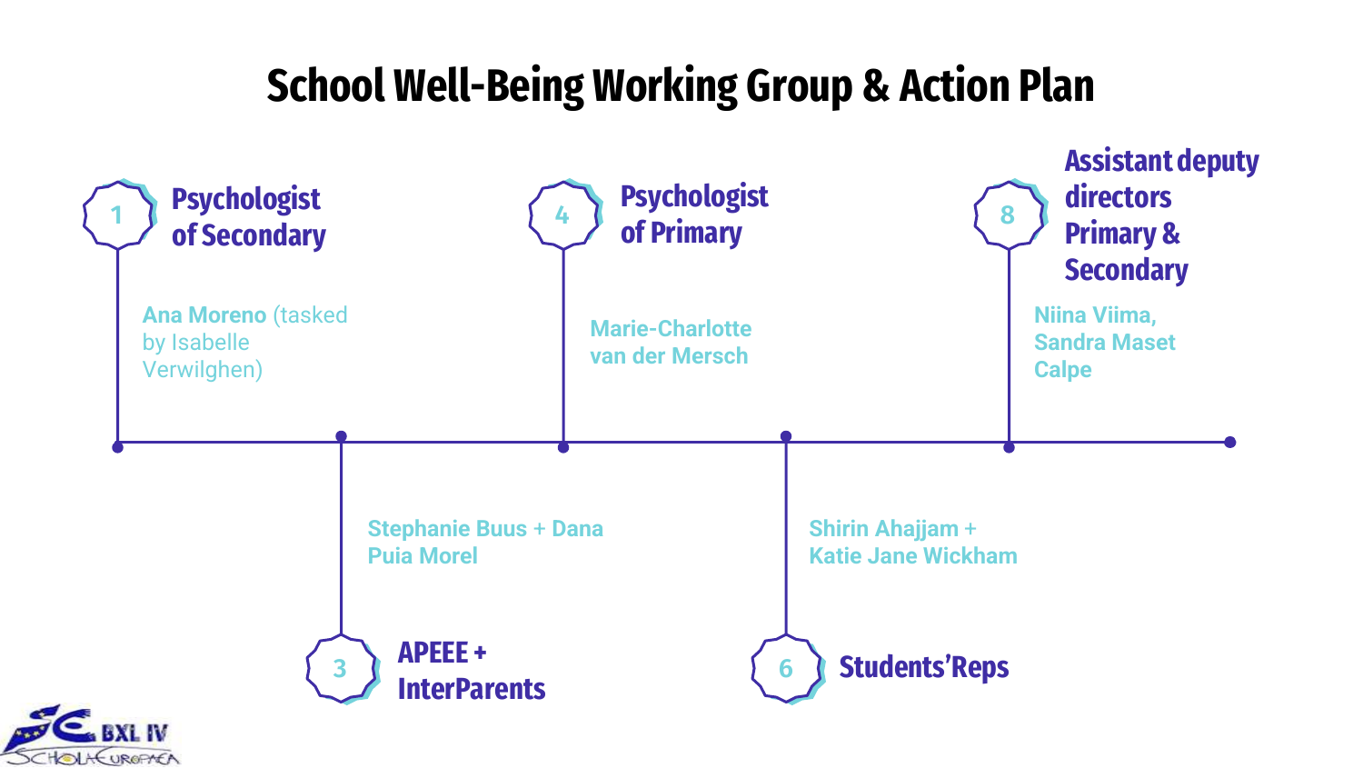# School Well-Being Working Group & Action Plan

1. **Psychologist of Secondary**
   Ana Moreno (tasked by Isabelle Verwilghen)

3. **APEEE + InterParents**
   Stephanie Buus + Dana Puia Morel

4. **Psychologist of Primary**
   Marie-Charlotte van der Mersch

6. **Students'Reps**
   Shirin Ahajjam + Katie Jane Wickham

8. **Assistant deputy directors Primary & Secondary**
   Niina Viima, Sandra Maset Calpe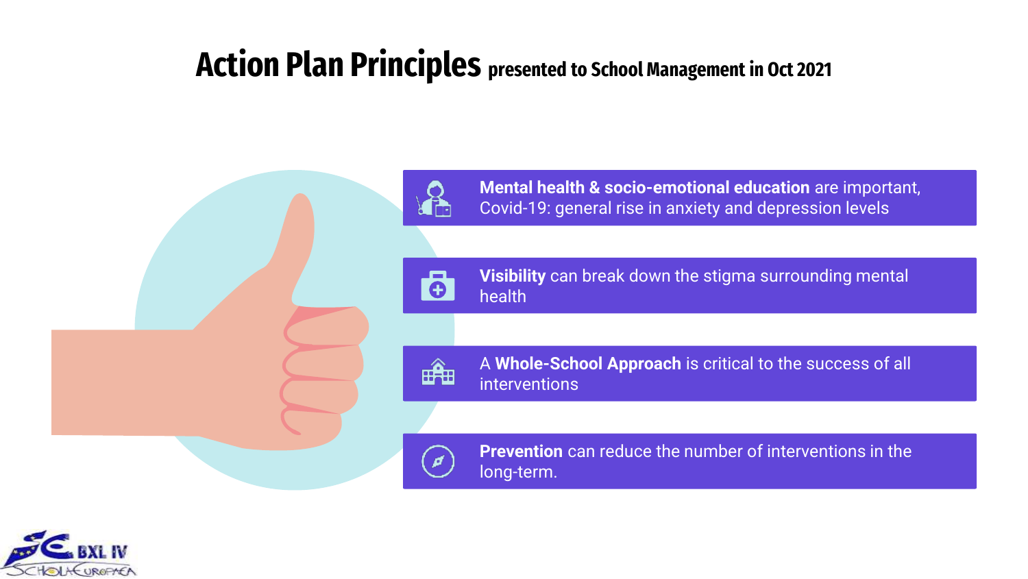# Action Plan Principles presented to School Management in Oct 2021

- **Mental health & socio-emotional education** are important, Covid-19: general rise in anxiety and depression levels
- **Visibility** can break down the stigma surrounding mental health
- A **Whole-School Approach** is critical to the success of all interventions
- **Prevention** can reduce the number of interventions in the long-term.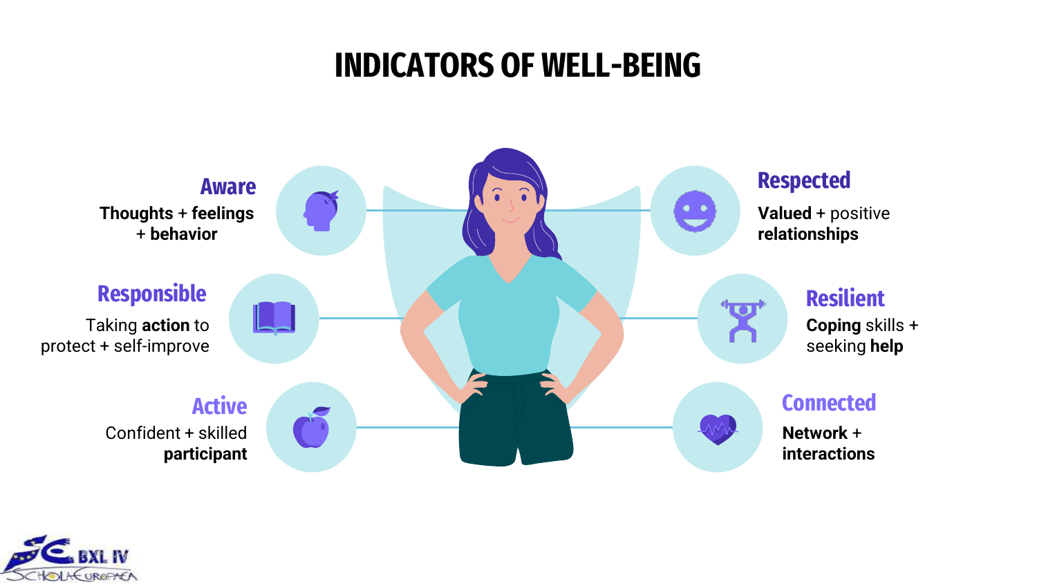# INDICATORS OF WELL-BEING

### Aware

**Thoughts** + **feelings** + **behavior**

### Responsible

Taking **action** to protect + self-improve

### Active

Confident + skilled **participant**

### Respected

**Valued** + positive **relationships**

### Resilient

**Coping** skills + seeking **help**

### Connected

**Network** + **interactions**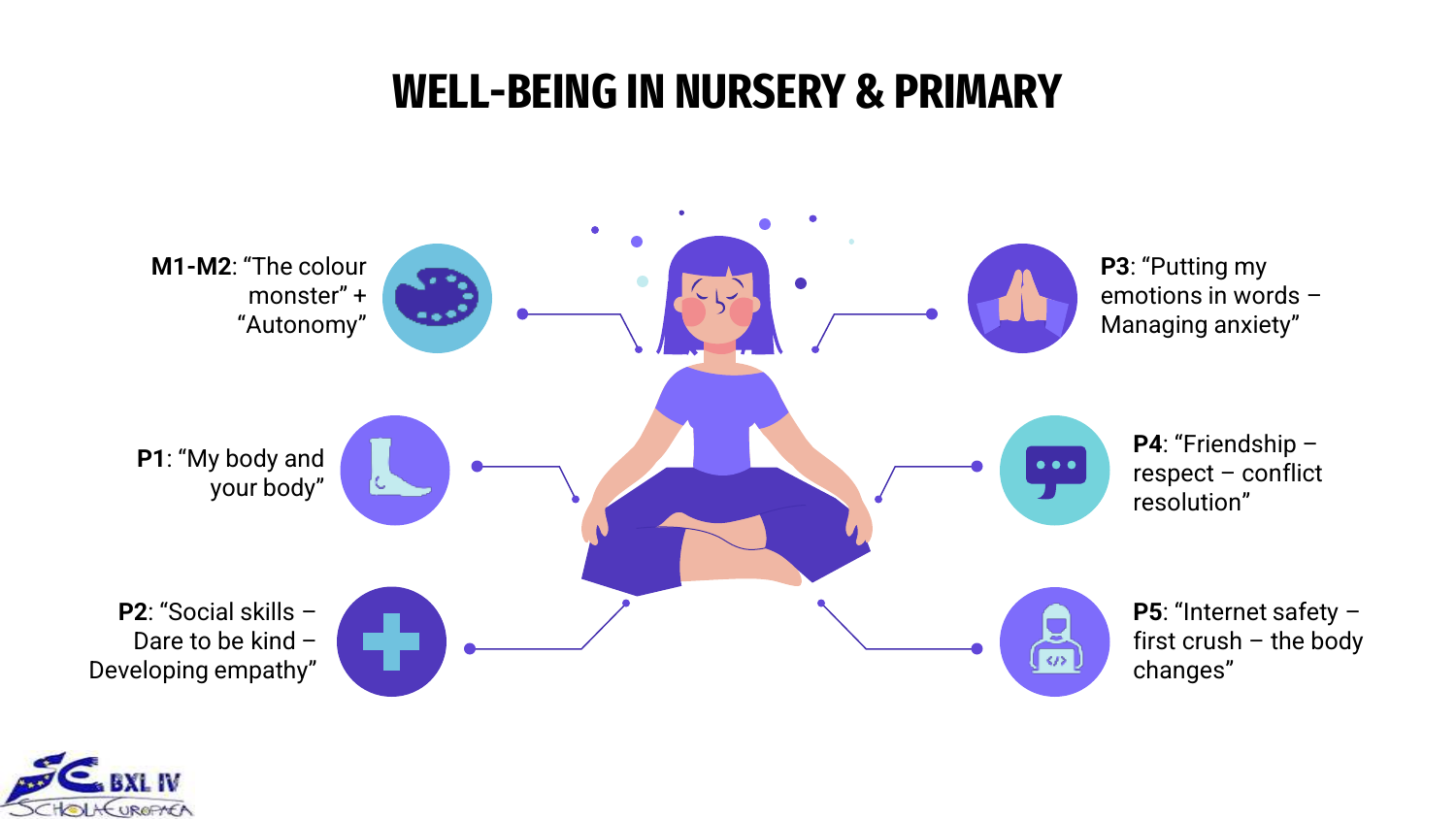# WELL-BEING IN NURSERY & PRIMARY

**M1-M2**: “The colour monster” + “Autonomy”

**P1**: “My body and your body”

**P2**: “Social skills – Dare to be kind – Developing empathy”

**P3**: “Putting my emotions in words – Managing anxiety”

**P4**: “Friendship – respect – conflict resolution”

**P5**: “Internet safety – first crush – the body changes”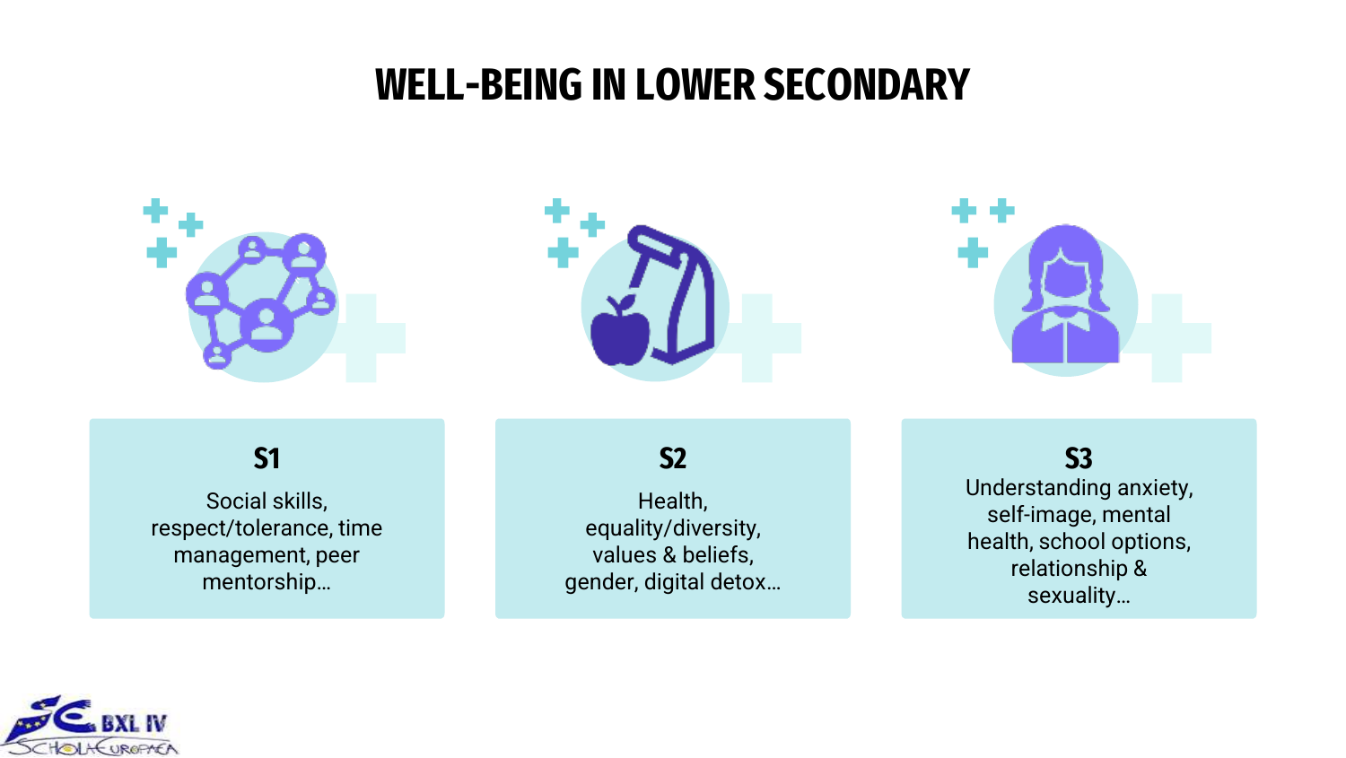# WELL-BEING IN LOWER SECONDARY

## S1

Social skills, respect/tolerance, time management, peer mentorship…

## S2

Health, equality/diversity, values & beliefs, gender, digital detox…

## S3

Understanding anxiety, self-image, mental health, school options, relationship & sexuality…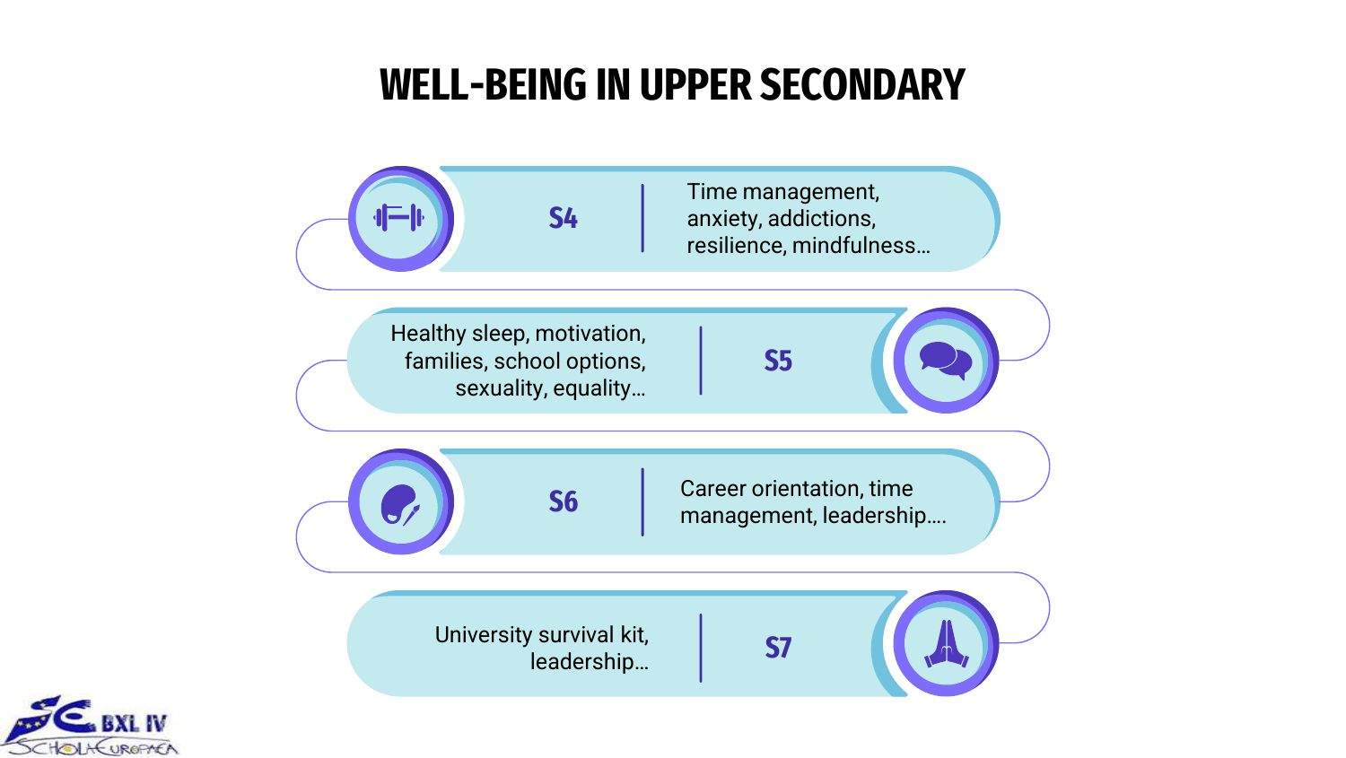# WELL-BEING IN UPPER SECONDARY

**S4**
Time management, anxiety, addictions, resilience, mindfulness…

**S5**
Healthy sleep, motivation, families, school options, sexuality, equality…

**S6**
Career orientation, time management, leadership….

**S7**
University survival kit, leadership…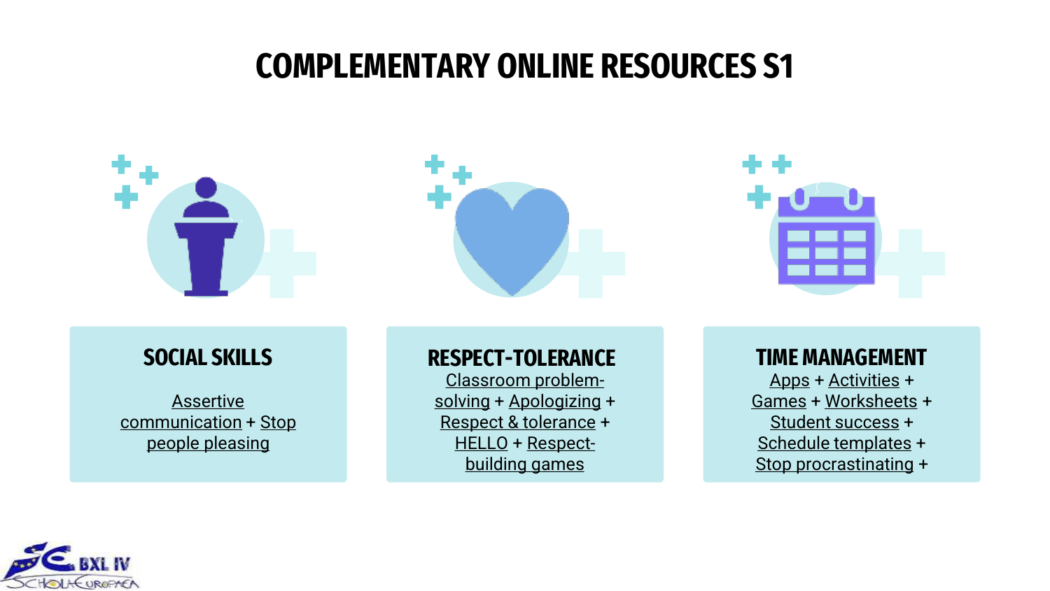# COMPLEMENTARY ONLINE RESOURCES S1

## SOCIAL SKILLS

Assertive communication + Stop people pleasing

## RESPECT-TOLERANCE

Classroom problem-solving + Apologizing + Respect & tolerance + HELLO + Respect-building games

## TIME MANAGEMENT

Apps + Activities + Games + Worksheets + Student success + Schedule templates + Stop procrastinating +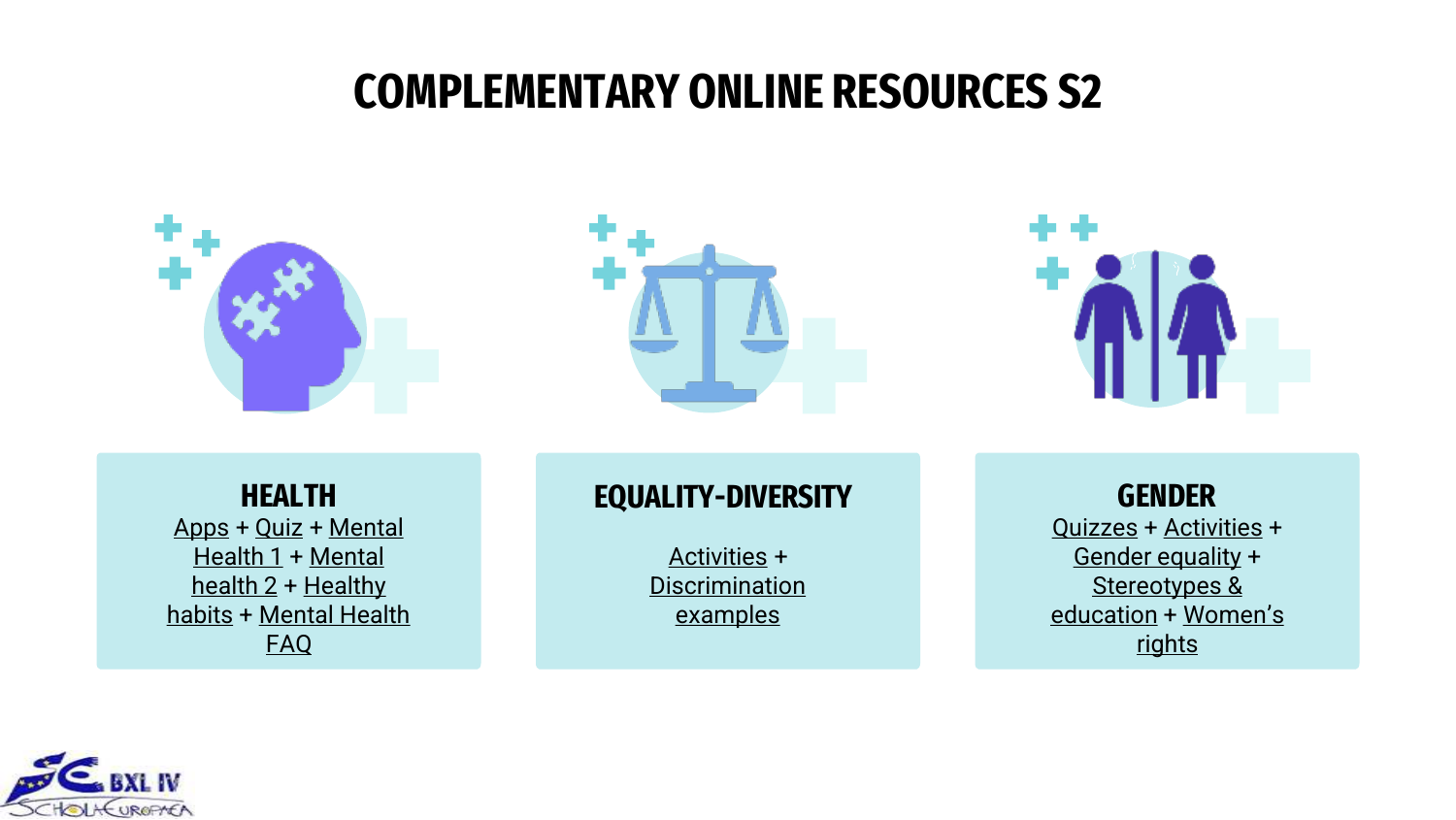# COMPLEMENTARY ONLINE RESOURCES S2

## HEALTH

Apps + Quiz + Mental Health 1 + Mental health 2 + Healthy habits + Mental Health FAQ

## EQUALITY-DIVERSITY

Activities + Discrimination examples

## GENDER

Quizzes + Activities + Gender equality + Stereotypes & education + Women's rights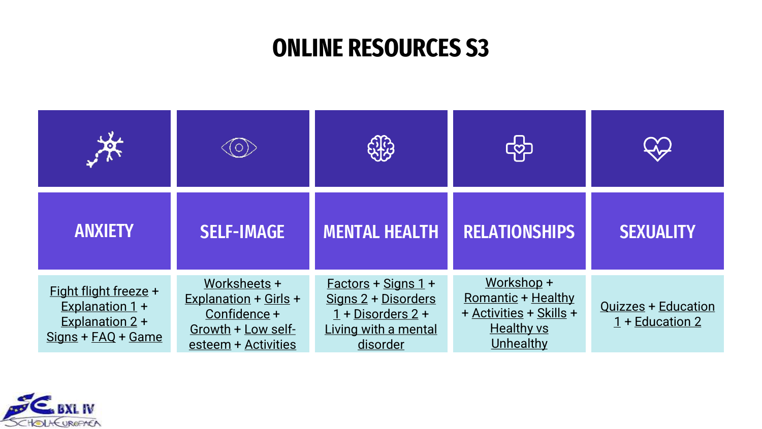# ONLINE RESOURCES S3

| ANXIETY | SELF-IMAGE | MENTAL HEALTH | RELATIONSHIPS | SEXUALITY |
| --- | --- | --- | --- | --- |
| Fight flight freeze + Explanation 1 + Explanation 2 + Signs + FAQ + Game | Worksheets + Explanation + Girls + Confidence + Growth + Low self-esteem + Activities | Factors + Signs 1 + Signs 2 + Disorders 1 + Disorders 2 + Living with a mental disorder | Workshop + Romantic + Healthy + Activities + Skills + Healthy vs Unhealthy | Quizzes + Education 1 + Education 2 |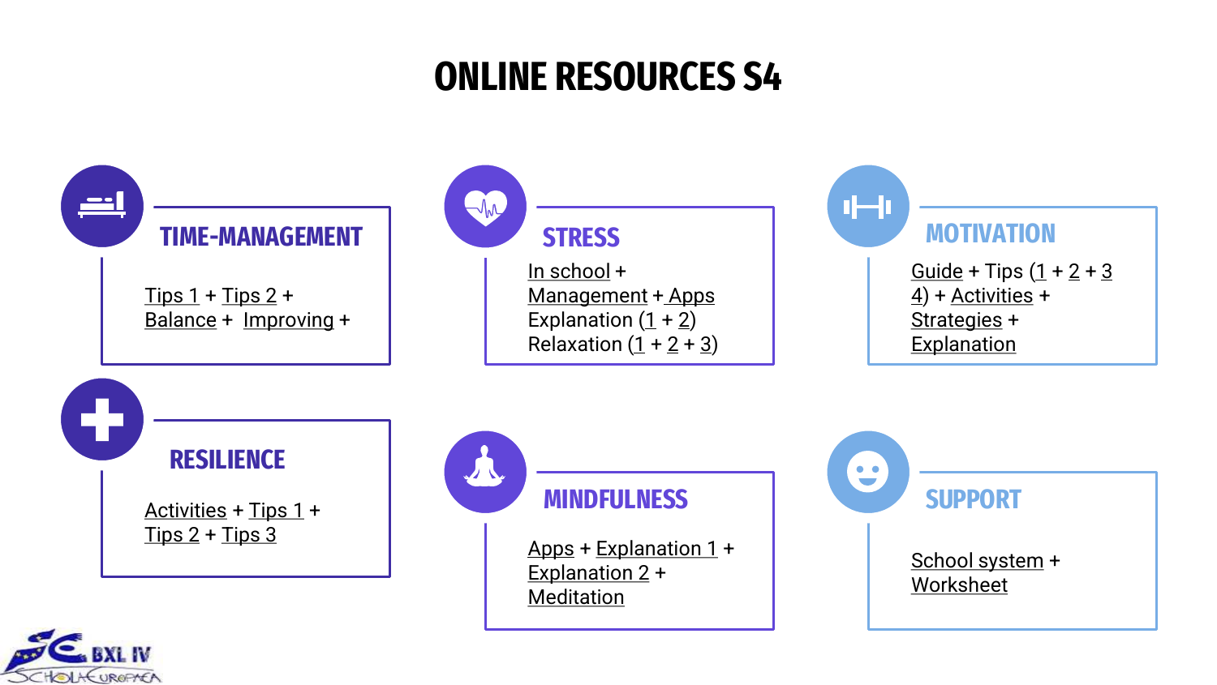# ONLINE RESOURCES S4

## TIME-MANAGEMENT

Tips 1 + Tips 2 + Balance + Improving +

## STRESS

In school + Management + Apps
Explanation (1 + 2)
Relaxation (1 + 2 + 3)

## MOTIVATION

Guide + Tips (1 + 2 + 3 4) + Activities + Strategies + Explanation

## RESILIENCE

Activities + Tips 1 + Tips 2 + Tips 3

## MINDFULNESS

Apps + Explanation 1 + Explanation 2 + Meditation

## SUPPORT

School system + Worksheet

SE BXL IV SCHOLA EUROPAEA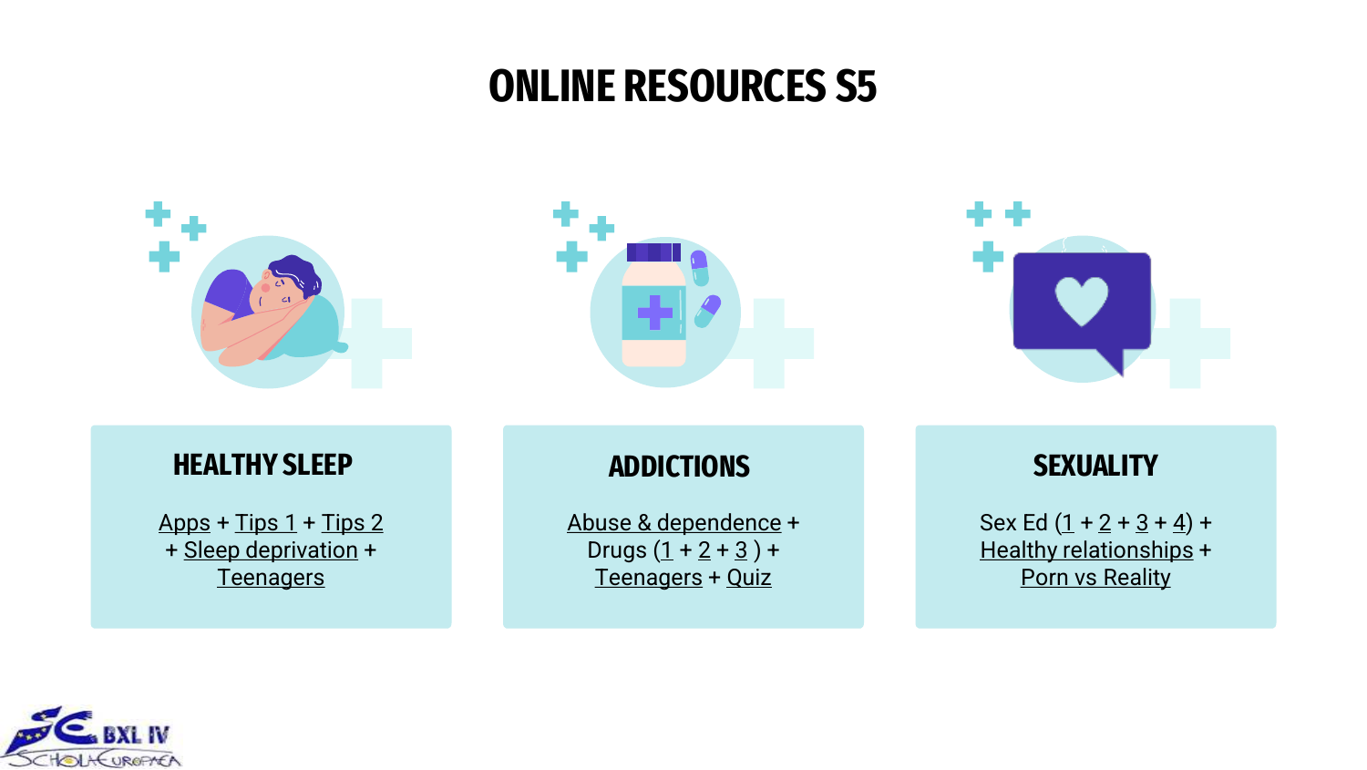# ONLINE RESOURCES S5

## HEALTHY SLEEP

Apps + Tips 1 + Tips 2 + Sleep deprivation + Teenagers

## ADDICTIONS

Abuse & dependence + Drugs (1 + 2 + 3 ) + Teenagers + Quiz

## SEXUALITY

Sex Ed (1 + 2 + 3 + 4) + Healthy relationships + Porn vs Reality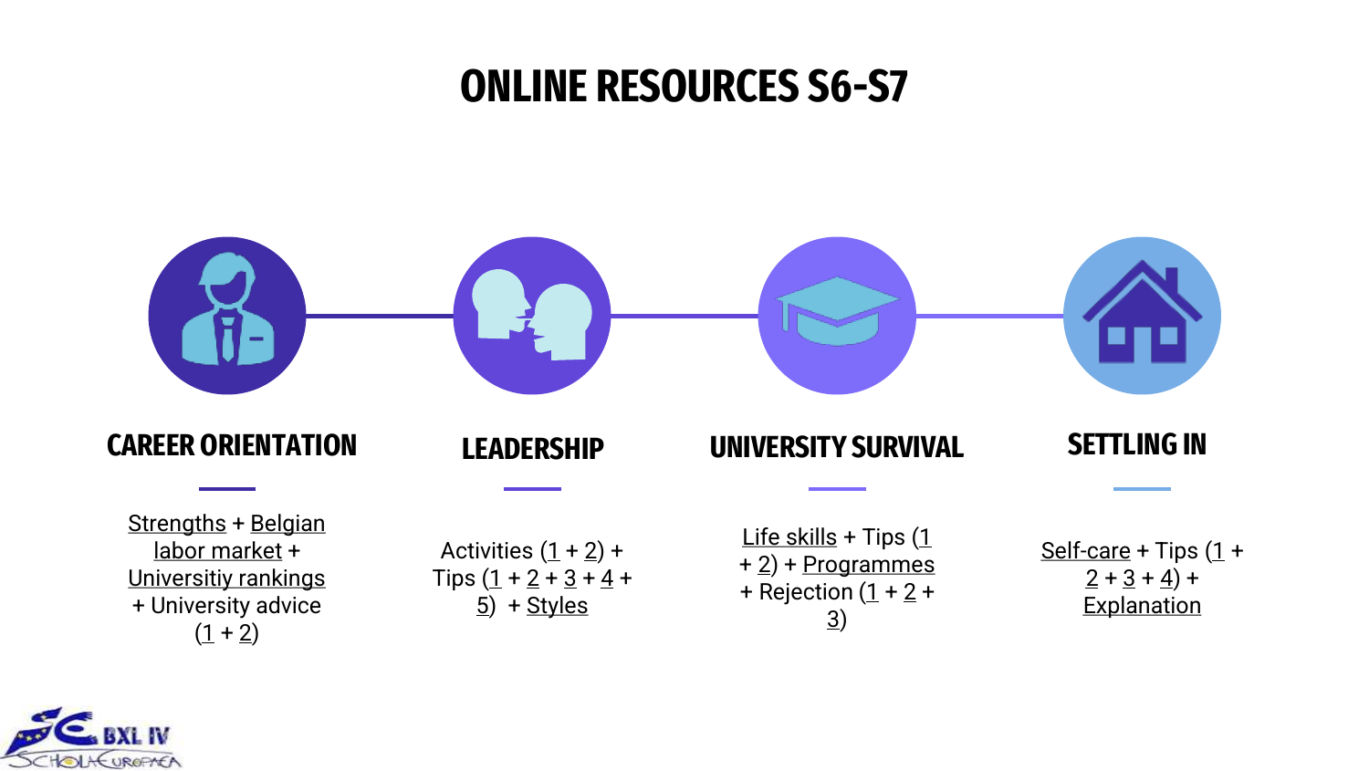# ONLINE RESOURCES S6-S7

## CAREER ORIENTATION

Strengths + Belgian labor market + Universitiy rankings + University advice (1 + 2)

## LEADERSHIP

Activities (1 + 2) + Tips (1 + 2 + 3 + 4 + 5) + Styles

## UNIVERSITY SURVIVAL

Life skills + Tips (1 + 2) + Programmes + Rejection (1 + 2 + 3)

## SETTLING IN

Self-care + Tips (1 + 2 + 3 + 4) + Explanation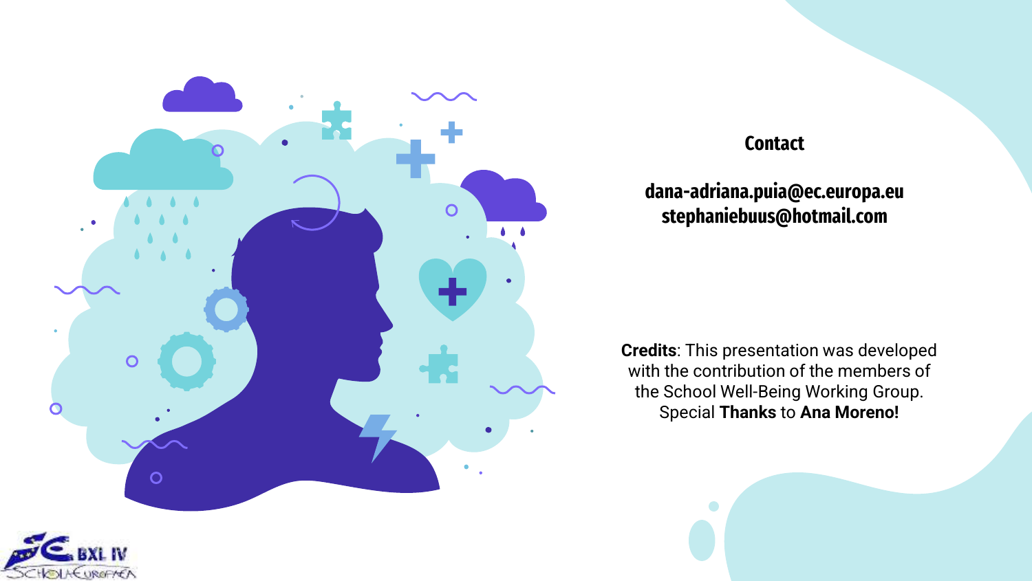**Contact**

**dana-adriana.puia@ec.europa.eu**
**stephaniebuus@hotmail.com**

**Credits**: This presentation was developed with the contribution of the members of the School Well-Being Working Group. Special **Thanks** to **Ana Moreno!**